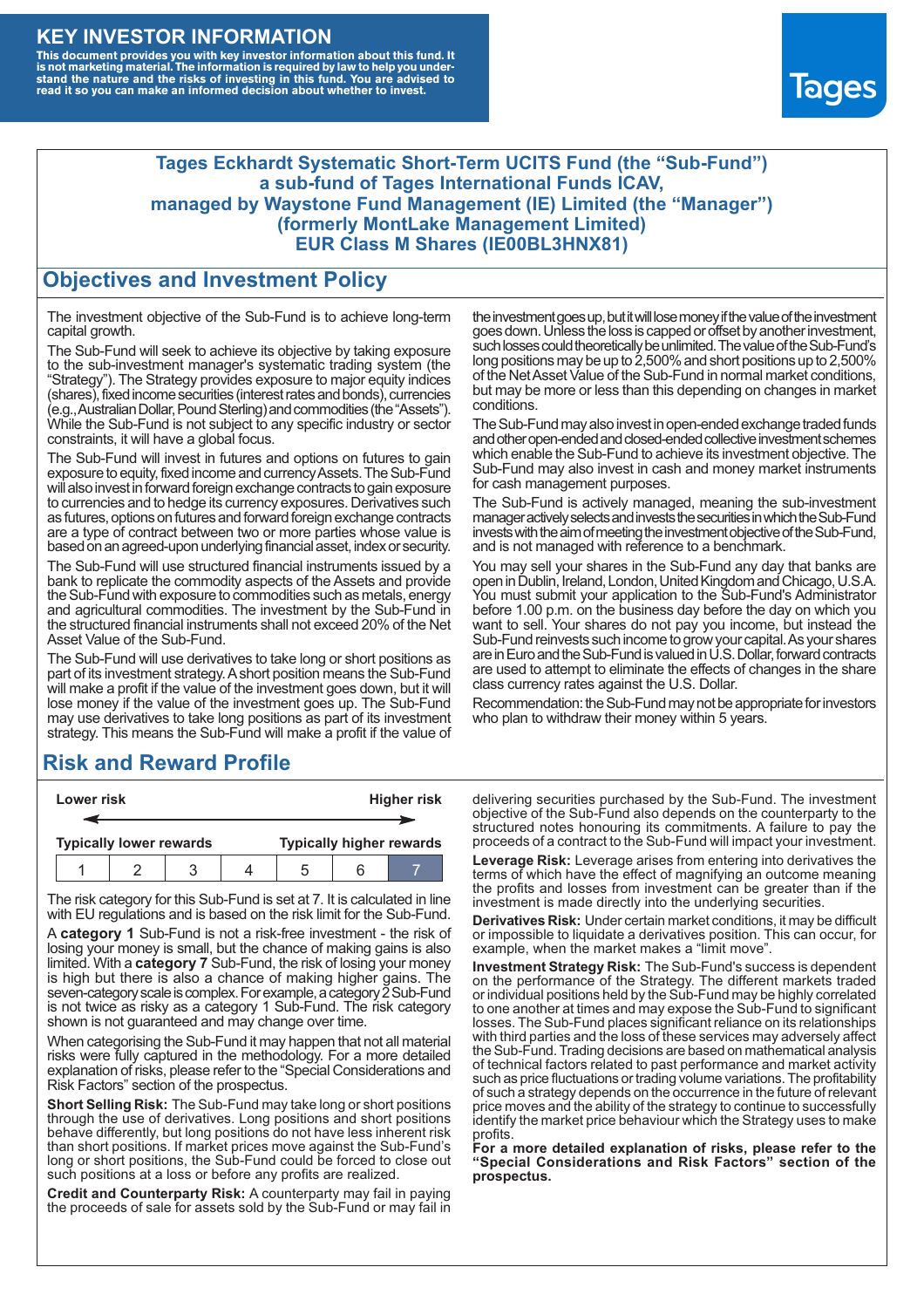# KEY INVESTOR INFORMATION

**This document provides you with key investor information about this fund. It is not marketing material. The information is required by law to help you understand the nature and the risks of investing in this fund. You are advised to read it so you can make an informed decision about whether to invest.**

Tages

**Tages Eckhardt Systematic Short-Term UCITS Fund (the "Sub-Fund")**
**a sub-fund of Tages International Funds ICAV,**
**managed by Waystone Fund Management (IE) Limited (the "Manager")**
**(formerly MontLake Management Limited)**
**EUR Class M Shares (IE00BL3HNX81)**

## Objectives and Investment Policy

The investment objective of the Sub-Fund is to achieve long-term capital growth.

The Sub-Fund will seek to achieve its objective by taking exposure to the sub-investment manager's systematic trading system (the "Strategy"). The Strategy provides exposure to major equity indices (shares), fixed income securities (interest rates and bonds), currencies (e.g., Australian Dollar, Pound Sterling) and commodities (the "Assets"). While the Sub-Fund is not subject to any specific industry or sector constraints, it will have a global focus.

The Sub-Fund will invest in futures and options on futures to gain exposure to equity, fixed income and currency Assets. The Sub-Fund will also invest in forward foreign exchange contracts to gain exposure to currencies and to hedge its currency exposures. Derivatives such as futures, options on futures and forward foreign exchange contracts are a type of contract between two or more parties whose value is based on an agreed-upon underlying financial asset, index or security.

The Sub-Fund will use structured financial instruments issued by a bank to replicate the commodity aspects of the Assets and provide the Sub-Fund with exposure to commodities such as metals, energy and agricultural commodities. The investment by the Sub-Fund in the structured financial instruments shall not exceed 20% of the Net Asset Value of the Sub-Fund.

The Sub-Fund will use derivatives to take long or short positions as part of its investment strategy. A short position means the Sub-Fund will make a profit if the value of the investment goes down, but it will lose money if the value of the investment goes up. The Sub-Fund may use derivatives to take long positions as part of its investment strategy. This means the Sub-Fund will make a profit if the value of the investment goes up, but it will lose money if the value of the investment goes down. Unless the loss is capped or offset by another investment, such losses could theoretically be unlimited. The value of the Sub-Fund's long positions may be up to 2,500% and short positions up to 2,500% of the Net Asset Value of the Sub-Fund in normal market conditions, but may be more or less than this depending on changes in market conditions.

The Sub-Fund may also invest in open-ended exchange traded funds and other open-ended and closed-ended collective investment schemes which enable the Sub-Fund to achieve its investment objective. The Sub-Fund may also invest in cash and money market instruments for cash management purposes.

The Sub-Fund is actively managed, meaning the sub-investment manager actively selects and invests the securities in which the Sub-Fund invests with the aim of meeting the investment objective of the Sub-Fund, and is not managed with reference to a benchmark.

You may sell your shares in the Sub-Fund any day that banks are open in Dublin, Ireland, London, United Kingdom and Chicago, U.S.A. You must submit your application to the Sub-Fund's Administrator before 1.00 p.m. on the business day before the day on which you want to sell. Your shares do not pay you income, but instead the Sub-Fund reinvests such income to grow your capital. As your shares are in Euro and the Sub-Fund is valued in U.S. Dollar, forward contracts are used to attempt to eliminate the effects of changes in the share class currency rates against the U.S. Dollar.

Recommendation: the Sub-Fund may not be appropriate for investors who plan to withdraw their money within 5 years.

## Risk and Reward Profile

| Lower risk | | | | | | Higher risk |
|---|---|---|---|---|---|---|
| Typically lower rewards | | | | | | Typically higher rewards |
| 1 | 2 | 3 | 4 | 5 | 6 | **7** |

The risk category for this Sub-Fund is set at 7. It is calculated in line with EU regulations and is based on the risk limit for the Sub-Fund.

A **category 1** Sub-Fund is not a risk-free investment - the risk of losing your money is small, but the chance of making gains is also limited. With a **category 7** Sub-Fund, the risk of losing your money is high but there is also a chance of making higher gains. The seven-category scale is complex. For example, a category 2 Sub-Fund is not twice as risky as a category 1 Sub-Fund. The risk category shown is not guaranteed and may change over time.

When categorising the Sub-Fund it may happen that not all material risks were fully captured in the methodology. For a more detailed explanation of risks, please refer to the "Special Considerations and Risk Factors" section of the prospectus.

**Short Selling Risk:** The Sub-Fund may take long or short positions through the use of derivatives. Long positions and short positions behave differently, but long positions do not have less inherent risk than short positions. If market prices move against the Sub-Fund's long or short positions, the Sub-Fund could be forced to close out such positions at a loss or before any profits are realized.

**Credit and Counterparty Risk:** A counterparty may fail in paying the proceeds of sale for assets sold by the Sub-Fund or may fail in delivering securities purchased by the Sub-Fund. The investment objective of the Sub-Fund also depends on the counterparty to the structured notes honouring its commitments. A failure to pay the proceeds of a contract to the Sub-Fund will impact your investment.

**Leverage Risk:** Leverage arises from entering into derivatives the terms of which have the effect of magnifying an outcome meaning the profits and losses from investment can be greater than if the investment is made directly into the underlying securities.

**Derivatives Risk:** Under certain market conditions, it may be difficult or impossible to liquidate a derivatives position. This can occur, for example, when the market makes a "limit move".

**Investment Strategy Risk:** The Sub-Fund's success is dependent on the performance of the Strategy. The different markets traded or individual positions held by the Sub-Fund may be highly correlated to one another at times and may expose the Sub-Fund to significant losses. The Sub-Fund places significant reliance on its relationships with third parties and the loss of these services may adversely affect the Sub-Fund. Trading decisions are based on mathematical analysis of technical factors related to past performance and market activity such as price fluctuations or trading volume variations. The profitability of such a strategy depends on the occurrence in the future of relevant price moves and the ability of the strategy to continue to successfully identify the market price behaviour which the Strategy uses to make profits.

**For a more detailed explanation of risks, please refer to the "Special Considerations and Risk Factors" section of the prospectus.**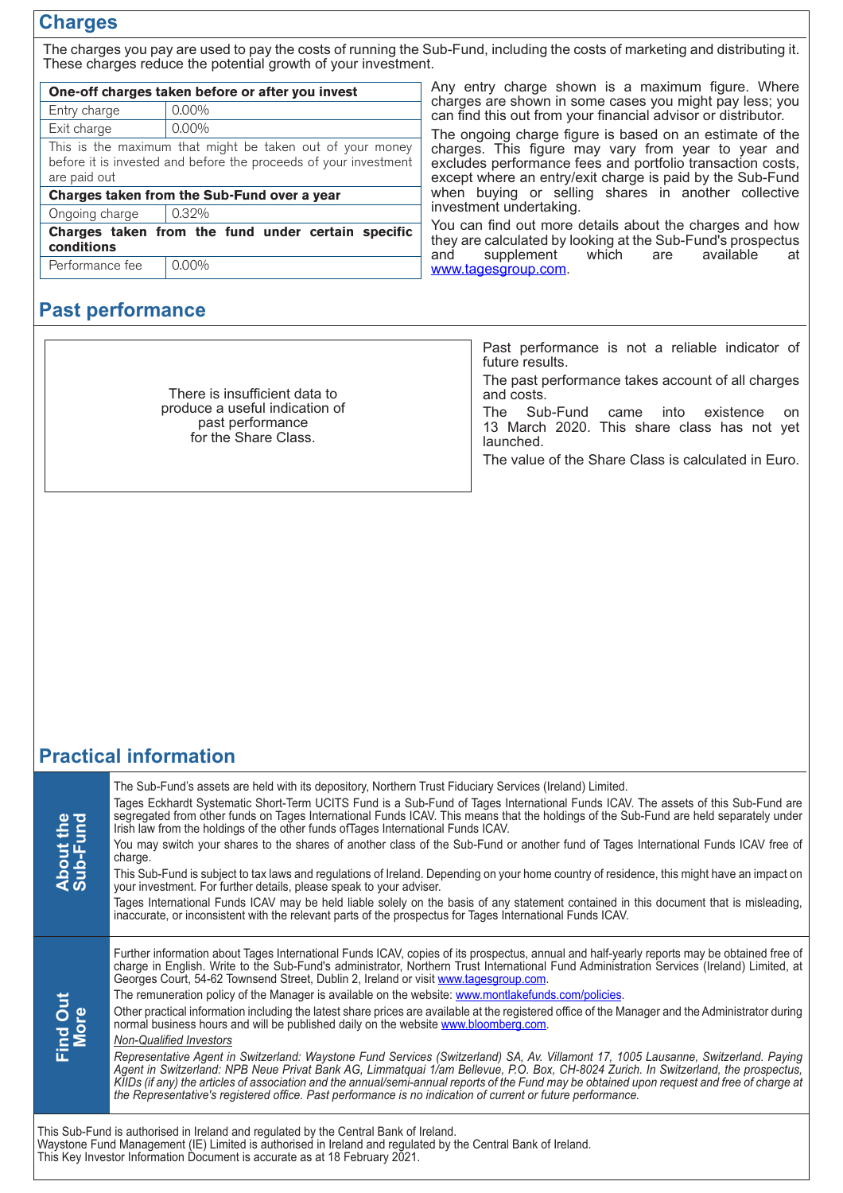## Charges

The charges you pay are used to pay the costs of running the Sub-Fund, including the costs of marketing and distributing it. These charges reduce the potential growth of your investment.

| **One-off charges taken before or after you invest** | |
|---|---|
| Entry charge | 0.00% |
| Exit charge | 0.00% |
| This is the maximum that might be taken out of your money before it is invested and before the proceeds of your investment are paid out | |
| **Charges taken from the Sub-Fund over a year** | |
| Ongoing charge | 0.32% |
| **Charges taken from the fund under certain specific conditions** | |
| Performance fee | 0.00% |

Any entry charge shown is a maximum figure. Where charges are shown in some cases you might pay less; you can find this out from your financial advisor or distributor.

The ongoing charge figure is based on an estimate of the charges. This figure may vary from year to year and excludes performance fees and portfolio transaction costs, except where an entry/exit charge is paid by the Sub-Fund when buying or selling shares in another collective investment undertaking.

You can find out more details about the charges and how they are calculated by looking at the Sub-Fund's prospectus and supplement which are available at www.tagesgroup.com.

## Past performance

There is insufficient data to produce a useful indication of past performance for the Share Class.

Past performance is not a reliable indicator of future results.

The past performance takes account of all charges and costs.

The Sub-Fund came into existence on 13 March 2020. This share class has not yet launched.

The value of the Share Class is calculated in Euro.

## Practical information

### About the Sub-Fund

The Sub-Fund's assets are held with its depository, Northern Trust Fiduciary Services (Ireland) Limited.

Tages Eckhardt Systematic Short-Term UCITS Fund is a Sub-Fund of Tages International Funds ICAV. The assets of this Sub-Fund are segregated from other funds on Tages International Funds ICAV. This means that the holdings of the Sub-Fund are held separately under Irish law from the holdings of the other funds ofTages International Funds ICAV.

You may switch your shares to the shares of another class of the Sub-Fund or another fund of Tages International Funds ICAV free of charge.

This Sub-Fund is subject to tax laws and regulations of Ireland. Depending on your home country of residence, this might have an impact on your investment. For further details, please speak to your adviser.

Tages International Funds ICAV may be held liable solely on the basis of any statement contained in this document that is misleading, inaccurate, or inconsistent with the relevant parts of the prospectus for Tages International Funds ICAV.

### Find Out More

Further information about Tages International Funds ICAV, copies of its prospectus, annual and half-yearly reports may be obtained free of charge in English. Write to the Sub-Fund's administrator, Northern Trust International Fund Administration Services (Ireland) Limited, at Georges Court, 54-62 Townsend Street, Dublin 2, Ireland or visit www.tagesgroup.com.

The remuneration policy of the Manager is available on the website: www.montlakefunds.com/policies.

Other practical information including the latest share prices are available at the registered office of the Manager and the Administrator during normal business hours and will be published daily on the website www.bloomberg.com.

*Non-Qualified Investors*

*Representative Agent in Switzerland: Waystone Fund Services (Switzerland) SA, Av. Villamont 17, 1005 Lausanne, Switzerland. Paying Agent in Switzerland: NPB Neue Privat Bank AG, Limmatquai 1/am Bellevue, P.O. Box, CH-8024 Zurich. In Switzerland, the prospectus, KIIDs (if any) the articles of association and the annual/semi-annual reports of the Fund may be obtained upon request and free of charge at the Representative's registered office. Past performance is no indication of current or future performance.*

This Sub-Fund is authorised in Ireland and regulated by the Central Bank of Ireland.
Waystone Fund Management (IE) Limited is authorised in Ireland and regulated by the Central Bank of Ireland.
This Key Investor Information Document is accurate as at 18 February 2021.